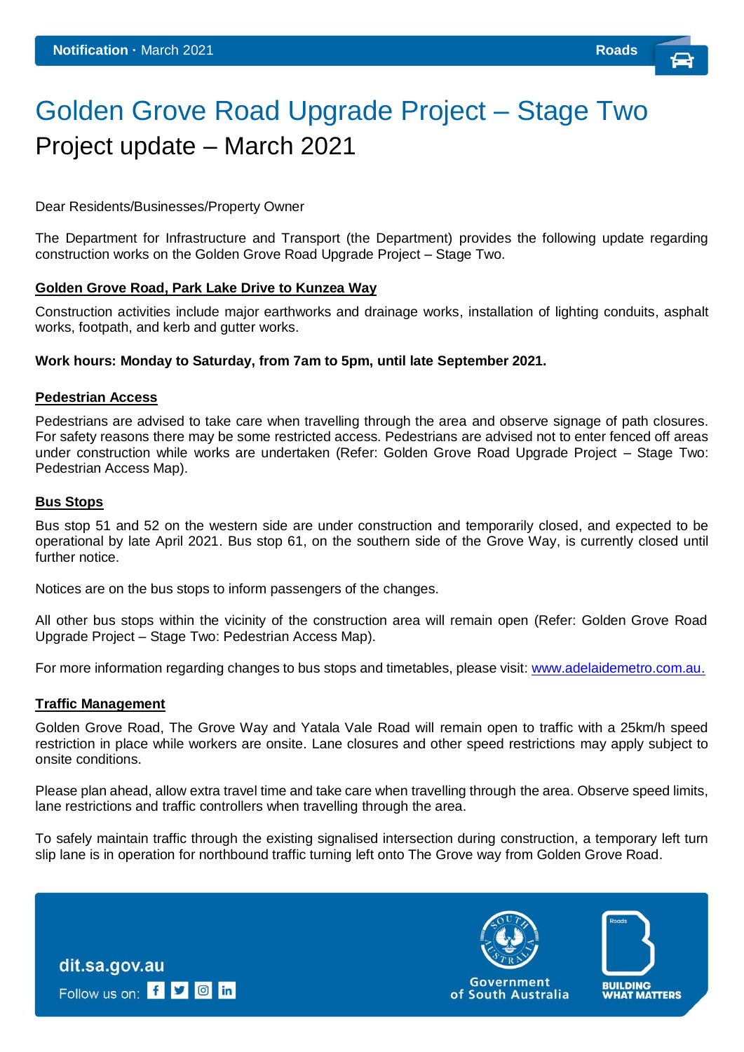**Notification** · March 2021 **Roads**

# Golden Grove Road Upgrade Project – Stage Two

## Project update – March 2021

Dear Residents/Businesses/Property Owner

The Department for Infrastructure and Transport (the Department) provides the following update regarding construction works on the Golden Grove Road Upgrade Project – Stage Two.

### Golden Grove Road, Park Lake Drive to Kunzea Way

Construction activities include major earthworks and drainage works, installation of lighting conduits, asphalt works, footpath, and kerb and gutter works.

**Work hours: Monday to Saturday, from 7am to 5pm, until late September 2021.**

### Pedestrian Access

Pedestrians are advised to take care when travelling through the area and observe signage of path closures. For safety reasons there may be some restricted access. Pedestrians are advised not to enter fenced off areas under construction while works are undertaken (Refer: Golden Grove Road Upgrade Project – Stage Two: Pedestrian Access Map).

### Bus Stops

Bus stop 51 and 52 on the western side are under construction and temporarily closed, and expected to be operational by late April 2021. Bus stop 61, on the southern side of the Grove Way, is currently closed until further notice.

Notices are on the bus stops to inform passengers of the changes.

All other bus stops within the vicinity of the construction area will remain open (Refer: Golden Grove Road Upgrade Project – Stage Two: Pedestrian Access Map).

For more information regarding changes to bus stops and timetables, please visit: www.adelaidemetro.com.au.

### Traffic Management

Golden Grove Road, The Grove Way and Yatala Vale Road will remain open to traffic with a 25km/h speed restriction in place while workers are onsite. Lane closures and other speed restrictions may apply subject to onsite conditions.

Please plan ahead, allow extra travel time and take care when travelling through the area. Observe speed limits, lane restrictions and traffic controllers when travelling through the area.

To safely maintain traffic through the existing signalised intersection during construction, a temporary left turn slip lane is in operation for northbound traffic turning left onto The Grove way from Golden Grove Road.

dit.sa.gov.au

Follow us on:

Government of South Australia

BUILDING WHAT MATTERS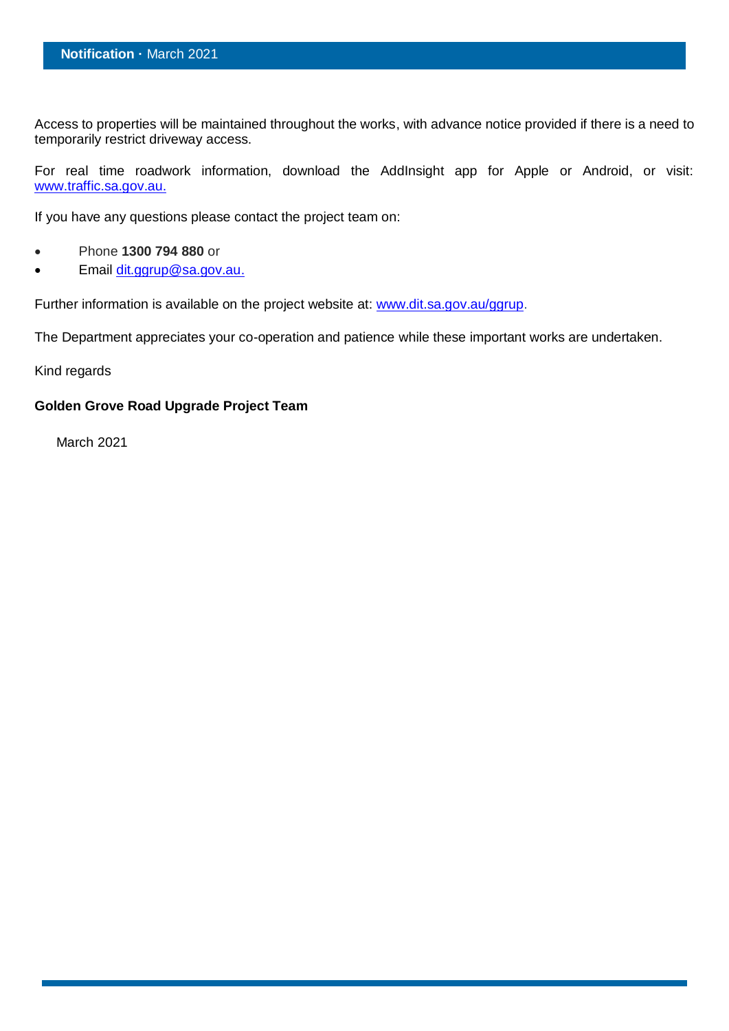Access to properties will be maintained throughout the works, with advance notice provided if there is a need to temporarily restrict driveway access.

For real time roadwork information, download the AddInsight app for Apple or Android, or visit: www.traffic.sa.gov.au.

If you have any questions please contact the project team on:

- Phone **1300 794 880** or
- Email dit.ggrup@sa.gov.au.

Further information is available on the project website at: www.dit.sa.gov.au/ggrup.

The Department appreciates your co-operation and patience while these important works are undertaken.

Kind regards

**Golden Grove Road Upgrade Project Team**

March 2021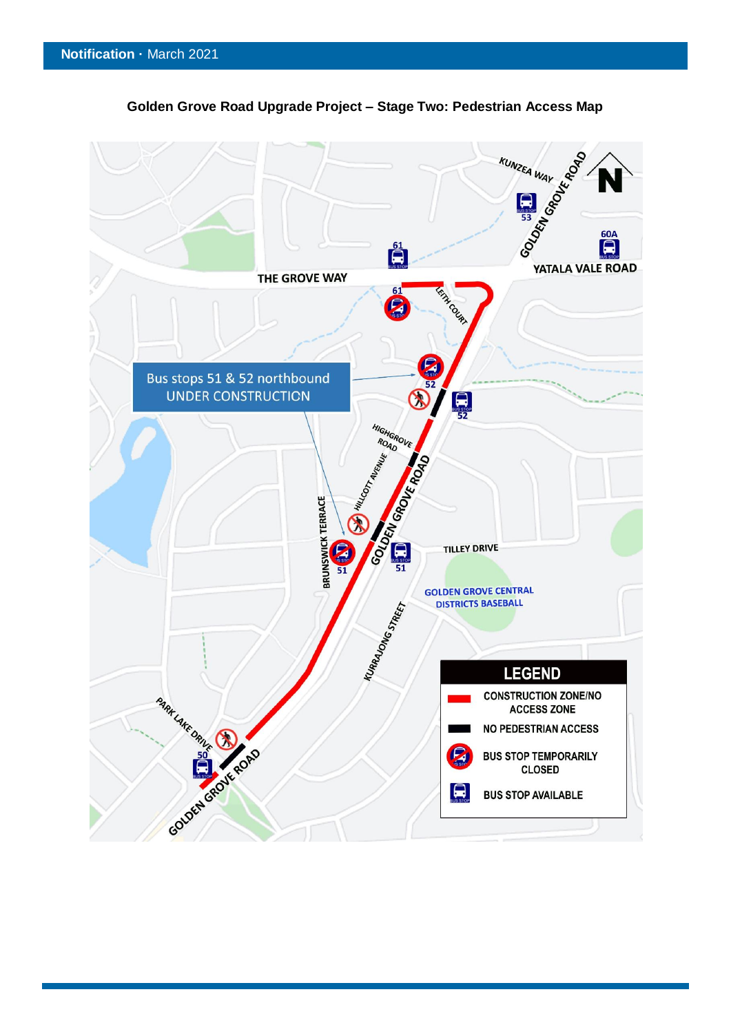**Notification** · March 2021

## Golden Grove Road Upgrade Project – Stage Two: Pedestrian Access Map

KUNZEA WAY

GOLDEN GROVE ROAD

53

60A

YATALA VALE ROAD

61

THE GROVE WAY

61

LEITH COURT

Bus stops 51 & 52 northbound UNDER CONSTRUCTION

52

52

HIGHGROVE ROAD

HILLCOTT AVENUE

GOLDEN GROVE ROAD

BRUNSWICK TERRACE

51

51

TILLEY DRIVE

GOLDEN GROVE CENTRAL DISTRICTS BASEBALL

KURRAJONG STREET

PARK LAKE DRIVE

50

GOLDEN GROVE ROAD

**LEGEND**

CONSTRUCTION ZONE/NO ACCESS ZONE

NO PEDESTRIAN ACCESS

BUS STOP TEMPORARILY CLOSED

BUS STOP AVAILABLE